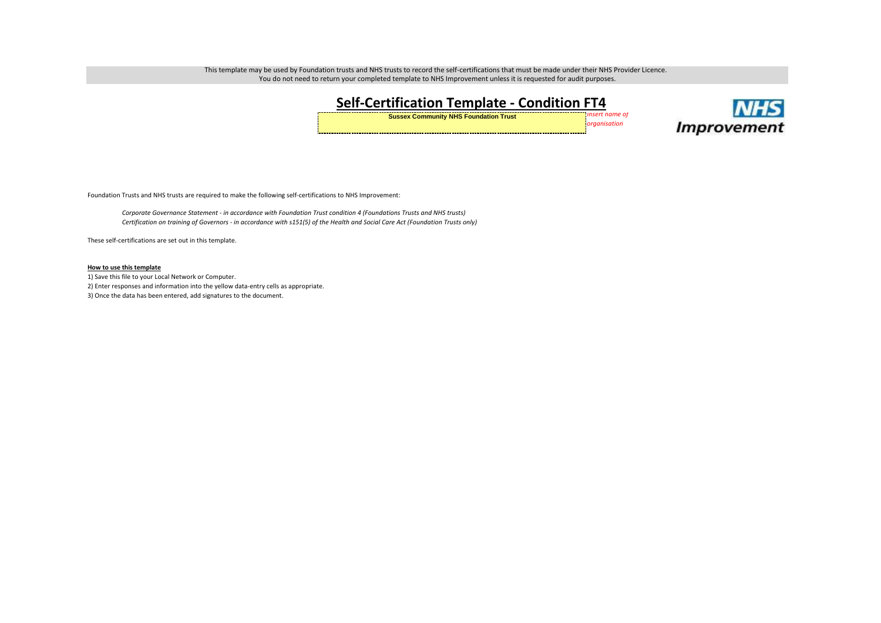This template may be used by Foundation trusts and NHS trusts to record the self-certifications that must be made under their NHS Provider Licence.
You do not need to return your completed template to NHS Improvement unless it is requested for audit purposes.

# Self-Certification Template - Condition FT4

**Sussex Community NHS Foundation Trust** *Insert name of organisation*

NHS Improvement

Foundation Trusts and NHS trusts are required to make the following self-certifications to NHS Improvement:

*Corporate Governance Statement - in accordance with Foundation Trust condition 4 (Foundations Trusts and NHS trusts)*
*Certification on training of Governors - in accordance with s151(5) of the Health and Social Care Act (Foundation Trusts only)*

These self-certifications are set out in this template.

**How to use this template**

1) Save this file to your Local Network or Computer.
2) Enter responses and information into the yellow data-entry cells as appropriate.
3) Once the data has been entered, add signatures to the document.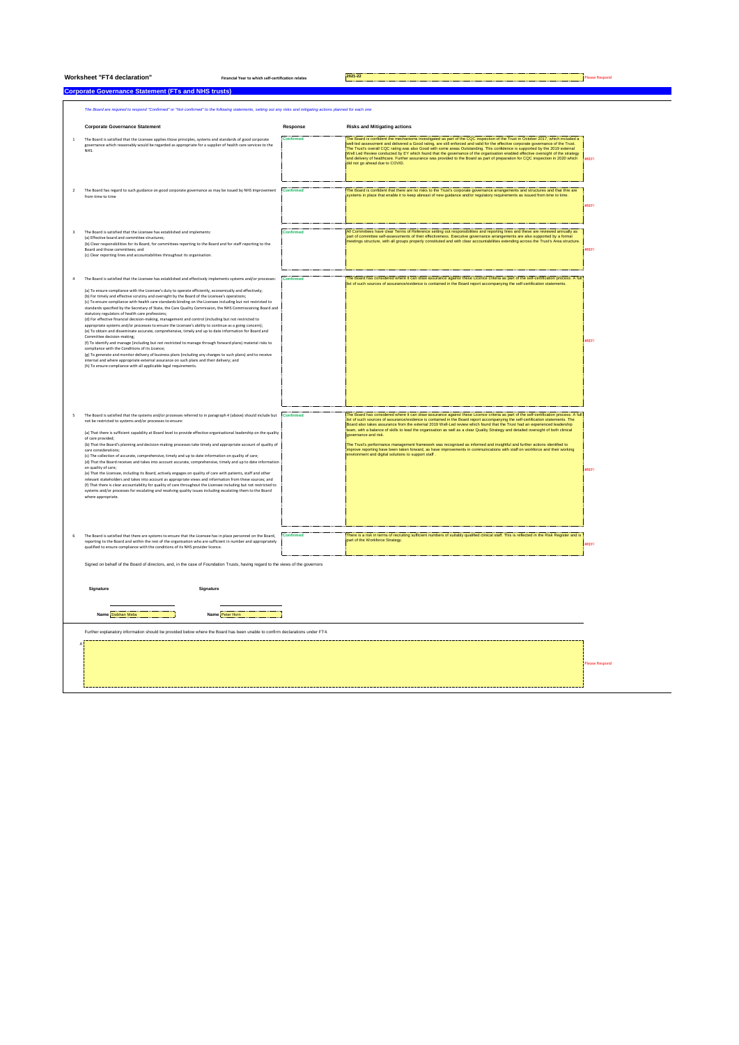**Worksheet "FT4 declaration"** Financial Year to which self-certification relates **2021-22** Please Respond

## Corporate Governance Statement (FTs and NHS trusts)

*The Board are required to respond "Confirmed" or "Not confirmed" to the following statements, setting out any risks and mitigating actions planned for each one*

| | Corporate Governance Statement | Response | Risks and Mitigating actions | |
|---|---|---|---|---|
| 1 | The Board is satisfied that the Licensee applies those principles, systems and standards of good corporate governance which reasonably would be regarded as appropriate for a supplier of health care services to the NHS. | Confirmed | The Board is confident the mechanisms investigated as part of the CQC inspection of the Trust in October 2017, which included a well-led assessment and delivered a Good rating, are still enforced and valid for the effective corporate governance of the Trust. The Trust's overall CQC rating was also Good with some areas Outstanding. This confidence is supported by the 2019 external Well Led Review conducted by EY which found that the governance of the organisation enabled effective oversight of the strategy and delivery of healthcare. Further assurance was provided to the Board as part of preparation for CQC inspection in 2020 which did not go ahead due to COVID. | #REF! |
| 2 | The Board has regard to such guidance on good corporate governance as may be issued by NHS Improvement from time to time | Confirmed | The Board is confident that there are no risks to the Trust's corporate governance arrangements and structures and that thre are systems in place that enable it to keep abreast of new guidance and/or regulatory requirements as issued from time to time. | #REF! |
| 3 | The Board is satisfied that the Licensee has established and implements:<br>(a) Effective board and committee structures;<br>(b) Clear responsibilities for its Board, for committees reporting to the Board and for staff reporting to the Board and those committees; and<br>(c) Clear reporting lines and accountabilities throughout its organisation. | Confirmed | All Committees have clear Terms of Reference setting out responsibilities and reporting lines and these are reviewed annually as part of committee self-assessments of their effectiveness. Executive governance arrangements are also supported by a formal meetings structure, with all groups properly constituted and with clear accountabilities extending across the Trust's Area structure. | #REF! |
| 4 | The Board is satisfied that the Licensee has established and effectively implements systems and/or processes:<br>(a) To ensure compliance with the Licensee's duty to operate efficiently, economically and effectively;<br>(b) For timely and effective scrutiny and oversight by the Board of the Licensee's operations;<br>(c) To ensure compliance with health care standards binding on the Licensee including but not restricted to standards specified by the Secretary of State, the Care Quality Commission, the NHS Commissioning Board and statutory regulators of health care professions;<br>(d) For effective financial decision-making, management and control (including but not restricted to appropriate systems and/or processes to ensure the Licensee's ability to continue as a going concern);<br>(e) To obtain and disseminate accurate, comprehensive, timely and up to date information for Board and Committee decision-making;<br>(f) To identify and manage (including but not restricted to manage through forward plans) material risks to compliance with the Conditions of its Licence;<br>(g) To generate and monitor delivery of business plans (including any changes to such plans) and to receive internal and where appropriate external assurance on such plans and their delivery; and<br>(h) To ensure compliance with all applicable legal requirements. | Confirmed | The Board has considered where it can draw assurance against these Licence criteria as part of the self-certification process. A full list of such sources of assurance/evidence is contained in the Board report accompanying the self-certification statements. | #REF! |
| 5 | The Board is satisfied that the systems and/or processes referred to in paragraph 4 (above) should include but not be restricted to systems and/or processes to ensure:<br>(a) That there is sufficient capability at Board level to provide effective organisational leadership on the quality of care provided;<br>(b) That the Board's planning and decision-making processes take timely and appropriate account of quality of care considerations;<br>(c) The collection of accurate, comprehensive, timely and up to date information on quality of care;<br>(d) That the Board receives and takes into account accurate, comprehensive, timely and up to date information on quality of care;<br>(e) That the Licensee, including its Board, actively engages on quality of care with patients, staff and other relevant stakeholders and takes into account as appropriate views and information from these sources; and<br>(f) That there is clear accountability for quality of care throughout the Licensee including but not restricted to systems and/or processes for escalating and resolving quality issues including escalating them to the Board where appropriate. | Confirmed | The Board has considered where it can draw assurance against these Licence criteria as part of the self-certification process. A full list of such sources of assurance/evidence is contained in the Board report accompanying the self-certification statements. The Board also takes assurance from the external 2019 Well-Led review which found that the Trust had an experienced leadership team, with a balance of skills to lead the organisation as well as a clear Quality Strategy and detailed oversight of both clinical governance and risk.<br><br>The Trust's performance management framework was recognised as informed and insightful and further actions identified to improve reporting have been taken forward, as have improvements in communications with staff on workforce and their working environment and digital solutions to support staff . | #REF! |
| 6 | The Board is satisfied that there are systems to ensure that the Licensee has in place personnel on the Board, reporting to the Board and within the rest of the organisation who are sufficient in number and appropriately qualified to ensure compliance with the conditions of its NHS provider licence. | Confirmed | There is a risk in terms of recruiting sufficient numbers of suitably qualified clinical staff. This is reflected in the Risk Register and is part of the Workforce Strategy. | #REF! |

Signed on behalf of the Board of directors, and, in the case of Foundation Trusts, having regard to the views of the governors

| Signature | Signature |
|---|---|
| Name Siobhan Melia | Name Peter Horn |

Further explanatory information should be provided below where the Board has been unable to confirm declarations under FT4.

A

Please Respond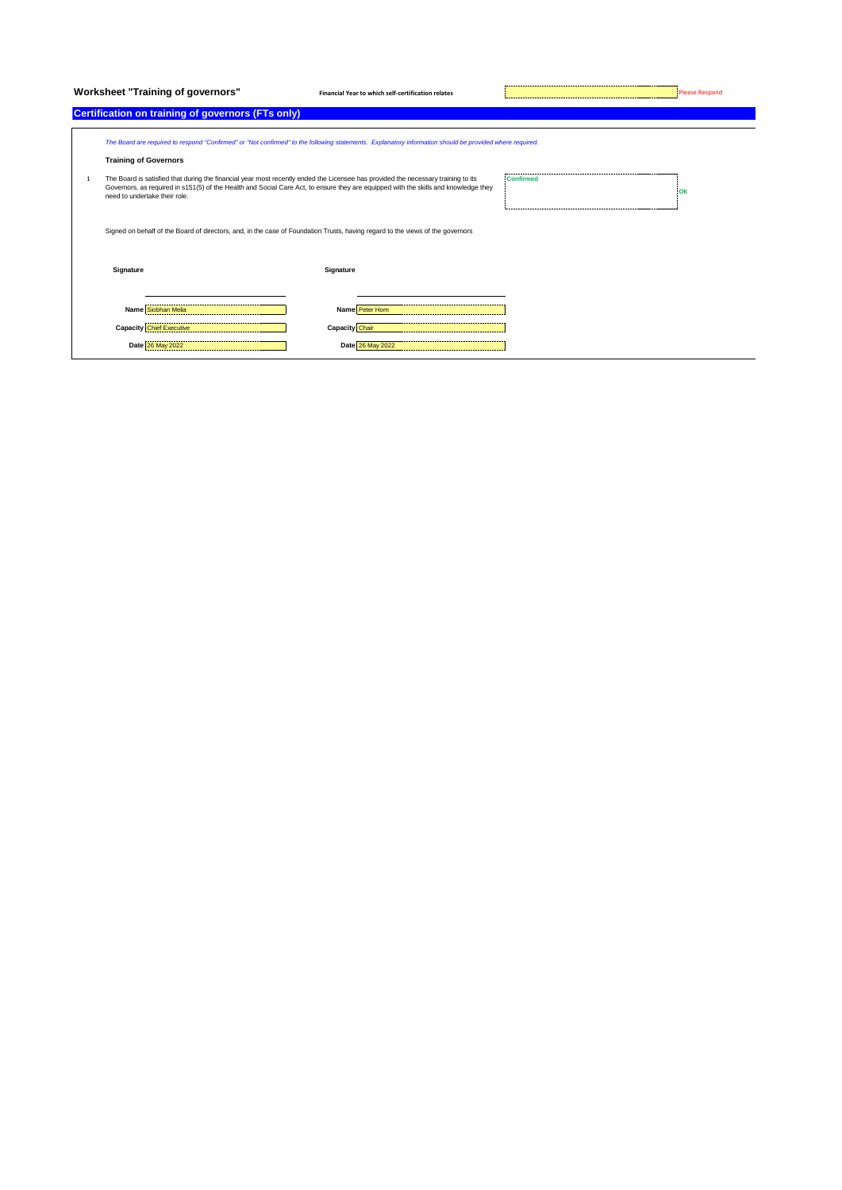# Worksheet "Training of governors"

**Financial Year to which self-certification relates** | | Please Respond

## Certification on training of governors (FTs only)

*The Board are required to respond "Confirmed" or "Not confirmed" to the following statements. Explanatory information should be provided where required.*

### Training of Governors

| | | | |
|---|---|---|---|
| 1 | The Board is satisfied that during the financial year most recently ended the Licensee has provided the necessary training to its Governors, as required in s151(5) of the Health and Social Care Act, to ensure they are equipped with the skills and knowledge they need to undertake their role. | Confirmed | OK |

Signed on behalf of the Board of directors, and, in the case of Foundation Trusts, having regard to the views of the governors

| Signature | | Signature | |
|---|---|---|---|
| **Name** | Siobhan Melia | **Name** | Peter Horn |
| **Capacity** | Chief Executive | **Capacity** | Chair |
| **Date** | 26 May 2022 | **Date** | 26 May 2022 |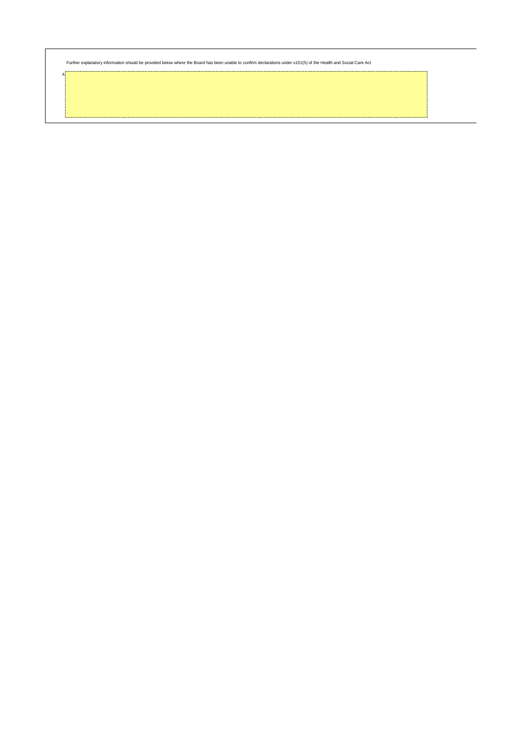Further explanatory information should be provided below where the Board has been unable to confirm declarations under s151(5) of the Health and Social Care Act

A